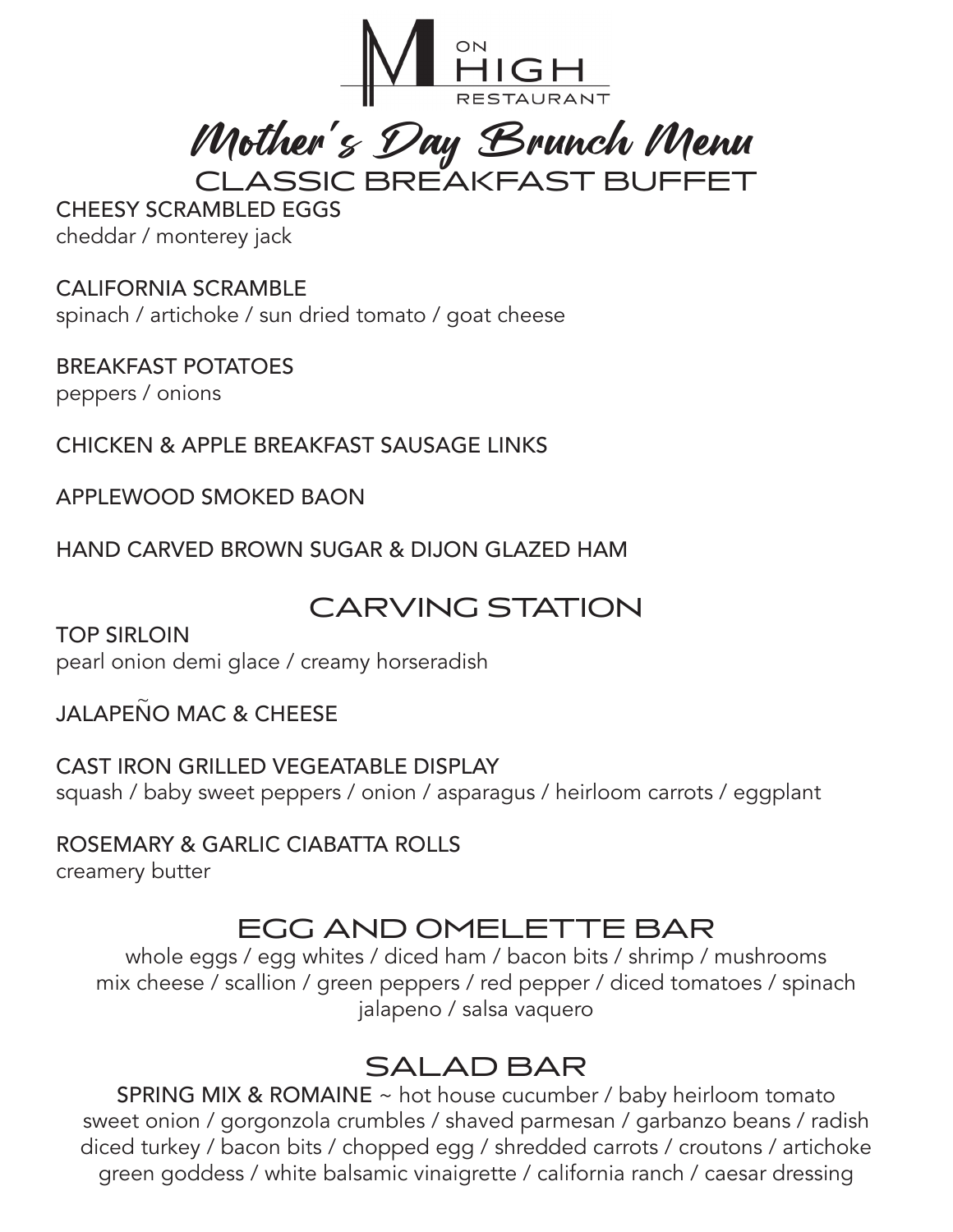# M ON HIGH RESTAURANT

## Mother's Day Brunch Menu

## CLASSIC BREAKFAST BUFFET

CHEESY SCRAMBLED EGGS
cheddar / monterey jack

CALIFORNIA SCRAMBLE
spinach / artichoke / sun dried tomato / goat cheese

BREAKFAST POTATOES
peppers / onions

CHICKEN & APPLE BREAKFAST SAUSAGE LINKS

APPLEWOOD SMOKED BAON

HAND CARVED BROWN SUGAR & DIJON GLAZED HAM

## CARVING STATION

TOP SIRLOIN
pearl onion demi glace / creamy horseradish

JALAPEÑO MAC & CHEESE

CAST IRON GRILLED VEGEATABLE DISPLAY
squash / baby sweet peppers / onion / asparagus / heirloom carrots / eggplant

ROSEMARY & GARLIC CIABATTA ROLLS
creamery butter

## EGG AND OMELETTE BAR

whole eggs / egg whites / diced ham / bacon bits / shrimp / mushrooms
mix cheese / scallion / green peppers / red pepper / diced tomatoes / spinach
jalapeno / salsa vaquero

## SALAD BAR

SPRING MIX & ROMAINE ~ hot house cucumber / baby heirloom tomato
sweet onion / gorgonzola crumbles / shaved parmesan / garbanzo beans / radish
diced turkey / bacon bits / chopped egg / shredded carrots / croutons / artichoke
green goddess / white balsamic vinaigrette / california ranch / caesar dressing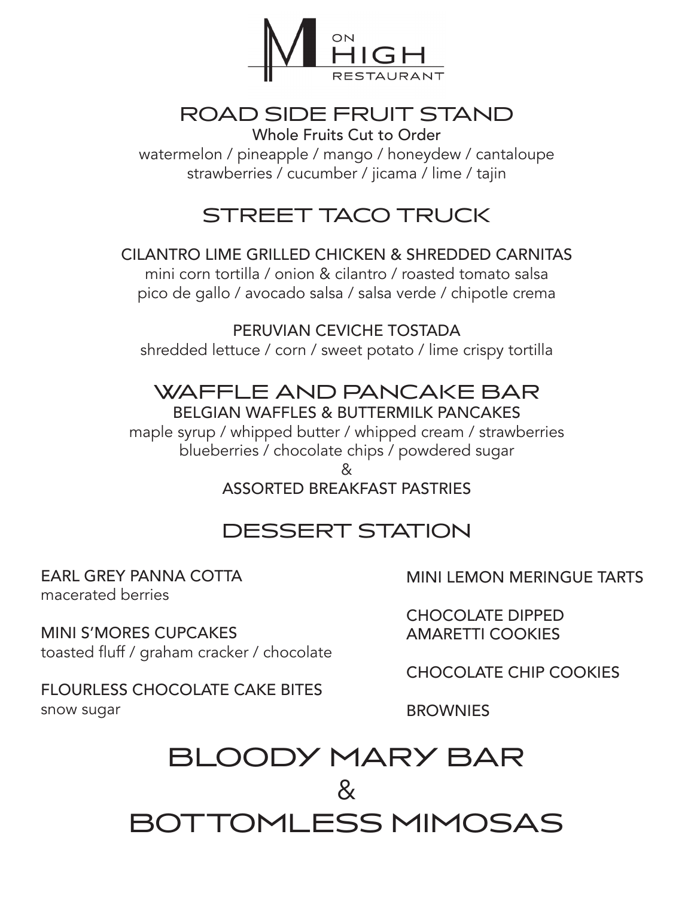# M ON HIGH RESTAURANT

## ROAD SIDE FRUIT STAND

Whole Fruits Cut to Order

watermelon / pineapple / mango / honeydew / cantaloupe
strawberries / cucumber / jicama / lime / tajin

## STREET TACO TRUCK

### CILANTRO LIME GRILLED CHICKEN & SHREDDED CARNITAS

mini corn tortilla / onion & cilantro / roasted tomato salsa
pico de gallo / avocado salsa / salsa verde / chipotle crema

### PERUVIAN CEVICHE TOSTADA

shredded lettuce / corn / sweet potato / lime crispy tortilla

## WAFFLE AND PANCAKE BAR

### BELGIAN WAFFLES & BUTTERMILK PANCAKES

maple syrup / whipped butter / whipped cream / strawberries
blueberries / chocolate chips / powdered sugar

&

### ASSORTED BREAKFAST PASTRIES

## DESSERT STATION

EARL GREY PANNA COTTA
macerated berries

MINI S'MORES CUPCAKES
toasted fluff / graham cracker / chocolate

FLOURLESS CHOCOLATE CAKE BITES
snow sugar

MINI LEMON MERINGUE TARTS

CHOCOLATE DIPPED AMARETTI COOKIES

CHOCOLATE CHIP COOKIES

BROWNIES

# BLOODY MARY BAR

&

# BOTTOMLESS MIMOSAS